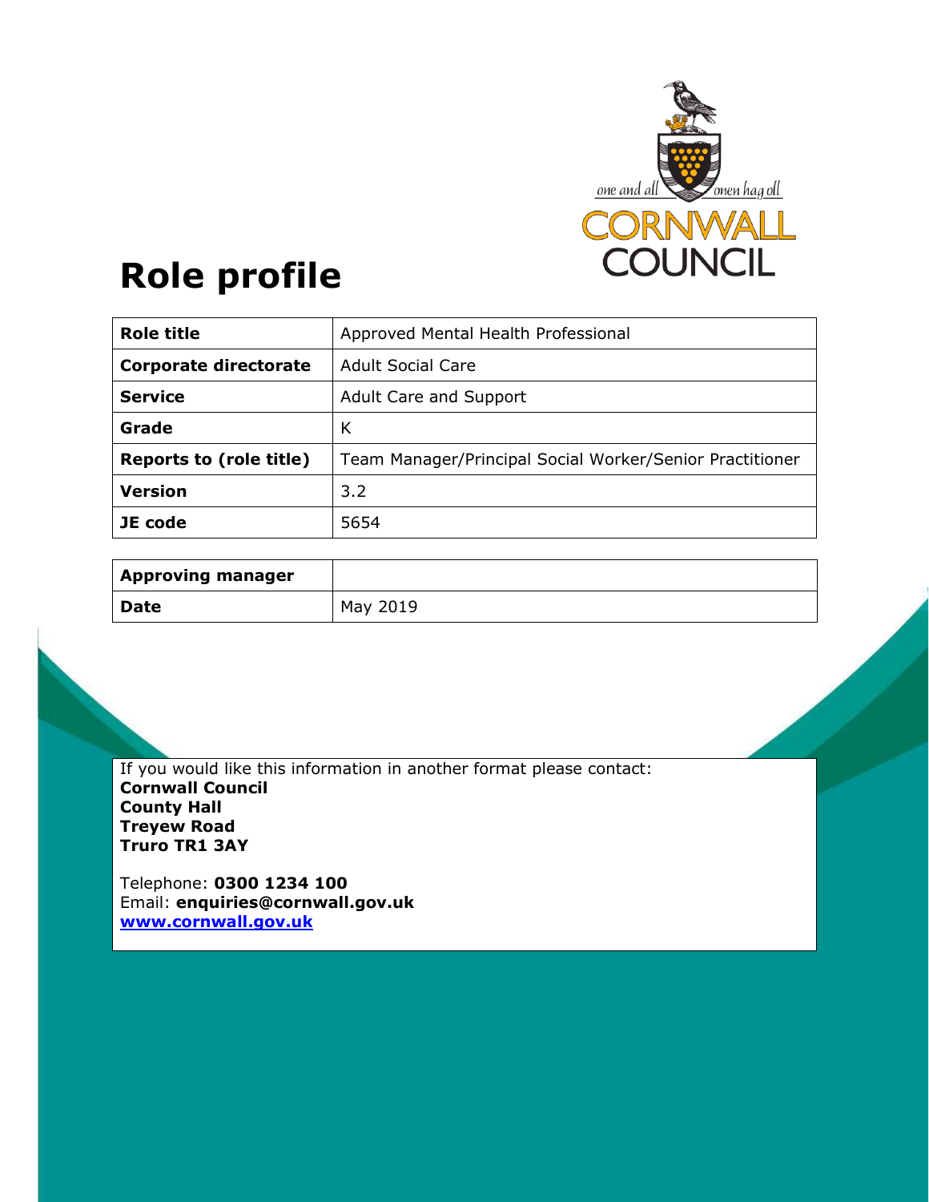# Role profile

| Role title | Approved Mental Health Professional |
|---|---|
| Corporate directorate | Adult Social Care |
| Service | Adult Care and Support |
| Grade | K |
| Reports to (role title) | Team Manager/Principal Social Worker/Senior Practitioner |
| Version | 3.2 |
| JE code | 5654 |

| Approving manager | |
|---|---|
| Date | May 2019 |

If you would like this information in another format please contact:
**Cornwall Council**
**County Hall**
**Treyew Road**
**Truro TR1 3AY**

Telephone: **0300 1234 100**
Email: **enquiries@cornwall.gov.uk**
**www.cornwall.gov.uk**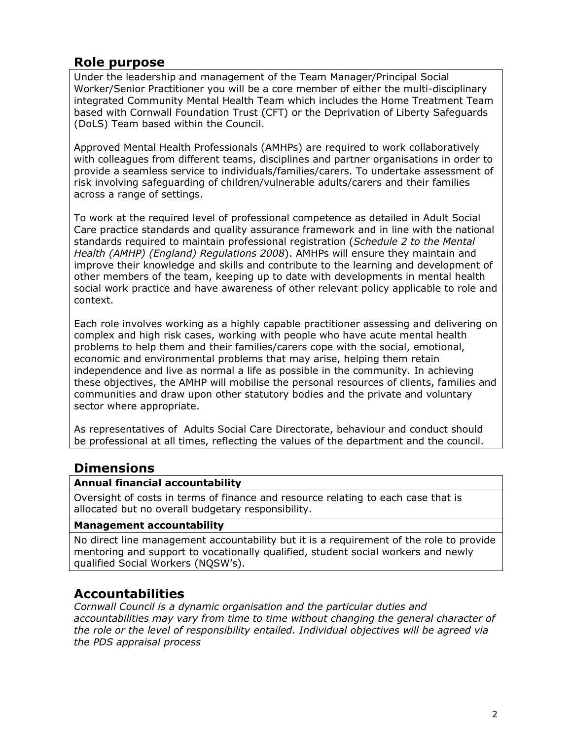## Role purpose

Under the leadership and management of the Team Manager/Principal Social Worker/Senior Practitioner you will be a core member of either the multi-disciplinary integrated Community Mental Health Team which includes the Home Treatment Team based with Cornwall Foundation Trust (CFT) or the Deprivation of Liberty Safeguards (DoLS) Team based within the Council.

Approved Mental Health Professionals (AMHPs) are required to work collaboratively with colleagues from different teams, disciplines and partner organisations in order to provide a seamless service to individuals/families/carers. To undertake assessment of risk involving safeguarding of children/vulnerable adults/carers and their families across a range of settings.

To work at the required level of professional competence as detailed in Adult Social Care practice standards and quality assurance framework and in line with the national standards required to maintain professional registration (*Schedule 2 to the Mental Health (AMHP) (England) Regulations 2008*). AMHPs will ensure they maintain and improve their knowledge and skills and contribute to the learning and development of other members of the team, keeping up to date with developments in mental health social work practice and have awareness of other relevant policy applicable to role and context.

Each role involves working as a highly capable practitioner assessing and delivering on complex and high risk cases, working with people who have acute mental health problems to help them and their families/carers cope with the social, emotional, economic and environmental problems that may arise, helping them retain independence and live as normal a life as possible in the community. In achieving these objectives, the AMHP will mobilise the personal resources of clients, families and communities and draw upon other statutory bodies and the private and voluntary sector where appropriate.

As representatives of Adults Social Care Directorate, behaviour and conduct should be professional at all times, reflecting the values of the department and the council.

## Dimensions

**Annual financial accountability**

Oversight of costs in terms of finance and resource relating to each case that is allocated but no overall budgetary responsibility.

**Management accountability**

No direct line management accountability but it is a requirement of the role to provide mentoring and support to vocationally qualified, student social workers and newly qualified Social Workers (NQSW's).

## Accountabilities

*Cornwall Council is a dynamic organisation and the particular duties and accountabilities may vary from time to time without changing the general character of the role or the level of responsibility entailed. Individual objectives will be agreed via the PDS appraisal process*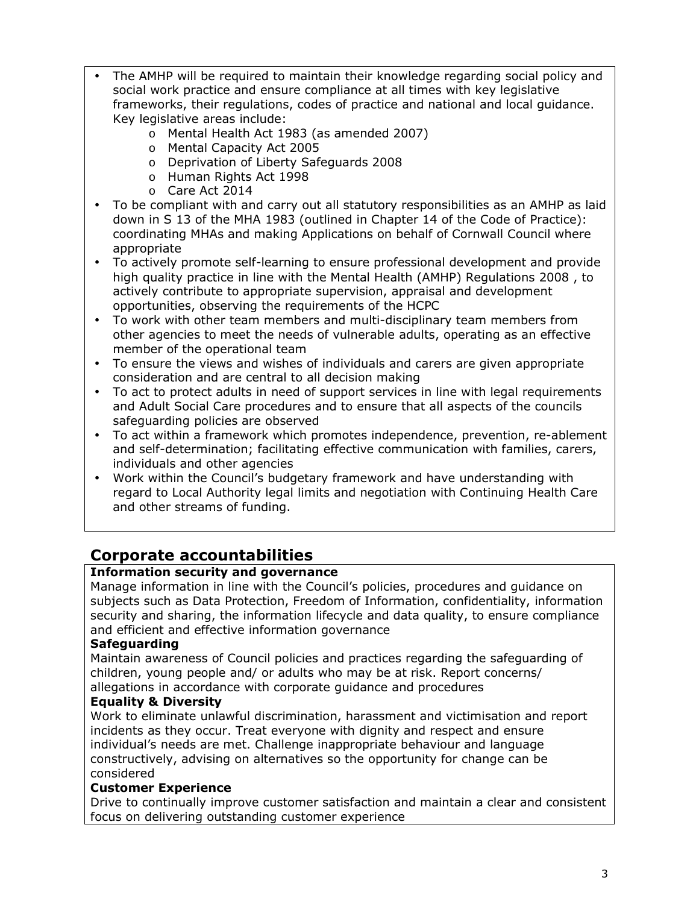- The AMHP will be required to maintain their knowledge regarding social policy and social work practice and ensure compliance at all times with key legislative frameworks, their regulations, codes of practice and national and local guidance. Key legislative areas include:
  - Mental Health Act 1983 (as amended 2007)
  - Mental Capacity Act 2005
  - Deprivation of Liberty Safeguards 2008
  - Human Rights Act 1998
  - Care Act 2014
- To be compliant with and carry out all statutory responsibilities as an AMHP as laid down in S 13 of the MHA 1983 (outlined in Chapter 14 of the Code of Practice): coordinating MHAs and making Applications on behalf of Cornwall Council where appropriate
- To actively promote self-learning to ensure professional development and provide high quality practice in line with the Mental Health (AMHP) Regulations 2008 , to actively contribute to appropriate supervision, appraisal and development opportunities, observing the requirements of the HCPC
- To work with other team members and multi-disciplinary team members from other agencies to meet the needs of vulnerable adults, operating as an effective member of the operational team
- To ensure the views and wishes of individuals and carers are given appropriate consideration and are central to all decision making
- To act to protect adults in need of support services in line with legal requirements and Adult Social Care procedures and to ensure that all aspects of the councils safeguarding policies are observed
- To act within a framework which promotes independence, prevention, re-ablement and self-determination; facilitating effective communication with families, carers, individuals and other agencies
- Work within the Council's budgetary framework and have understanding with regard to Local Authority legal limits and negotiation with Continuing Health Care and other streams of funding.

## Corporate accountabilities

**Information security and governance**

Manage information in line with the Council's policies, procedures and guidance on subjects such as Data Protection, Freedom of Information, confidentiality, information security and sharing, the information lifecycle and data quality, to ensure compliance and efficient and effective information governance

**Safeguarding**

Maintain awareness of Council policies and practices regarding the safeguarding of children, young people and/ or adults who may be at risk. Report concerns/ allegations in accordance with corporate guidance and procedures

**Equality & Diversity**

Work to eliminate unlawful discrimination, harassment and victimisation and report incidents as they occur. Treat everyone with dignity and respect and ensure individual's needs are met. Challenge inappropriate behaviour and language constructively, advising on alternatives so the opportunity for change can be considered

**Customer Experience**

Drive to continually improve customer satisfaction and maintain a clear and consistent focus on delivering outstanding customer experience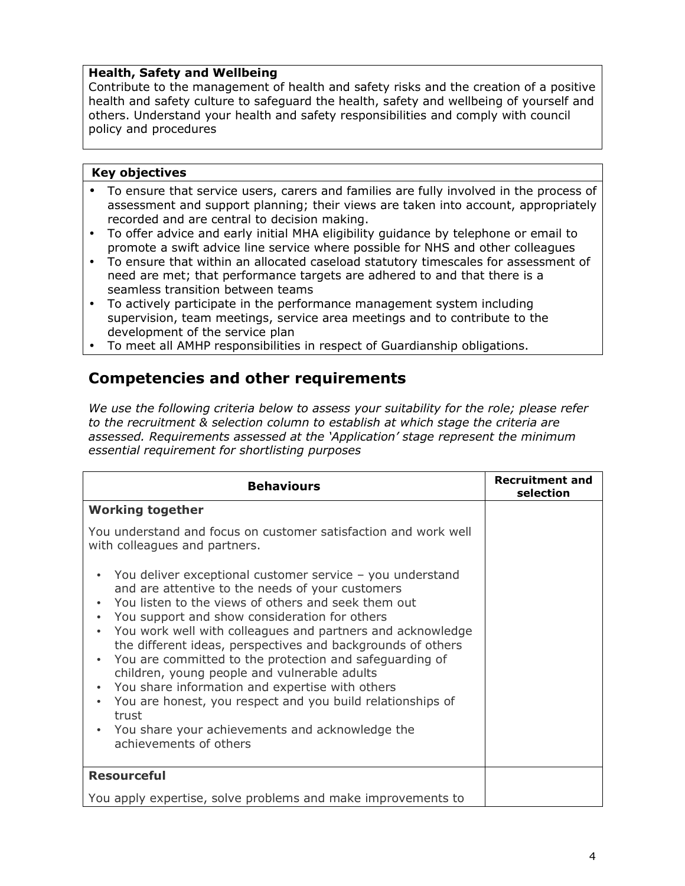**Health, Safety and Wellbeing**
Contribute to the management of health and safety risks and the creation of a positive health and safety culture to safeguard the health, safety and wellbeing of yourself and others. Understand your health and safety responsibilities and comply with council policy and procedures

**Key objectives**

- To ensure that service users, carers and families are fully involved in the process of assessment and support planning; their views are taken into account, appropriately recorded and are central to decision making.
- To offer advice and early initial MHA eligibility guidance by telephone or email to promote a swift advice line service where possible for NHS and other colleagues
- To ensure that within an allocated caseload statutory timescales for assessment of need are met; that performance targets are adhered to and that there is a seamless transition between teams
- To actively participate in the performance management system including supervision, team meetings, service area meetings and to contribute to the development of the service plan
- To meet all AMHP responsibilities in respect of Guardianship obligations.

## Competencies and other requirements

*We use the following criteria below to assess your suitability for the role; please refer to the recruitment & selection column to establish at which stage the criteria are assessed. Requirements assessed at the 'Application' stage represent the minimum essential requirement for shortlisting purposes*

| Behaviours | Recruitment and selection |
|---|---|
| **Working together**<br><br>You understand and focus on customer satisfaction and work well with colleagues and partners.<br><br>• You deliver exceptional customer service – you understand and are attentive to the needs of your customers<br>• You listen to the views of others and seek them out<br>• You support and show consideration for others<br>• You work well with colleagues and partners and acknowledge the different ideas, perspectives and backgrounds of others<br>• You are committed to the protection and safeguarding of children, young people and vulnerable adults<br>• You share information and expertise with others<br>• You are honest, you respect and you build relationships of trust<br>• You share your achievements and acknowledge the achievements of others | |
| **Resourceful**<br><br>You apply expertise, solve problems and make improvements to | |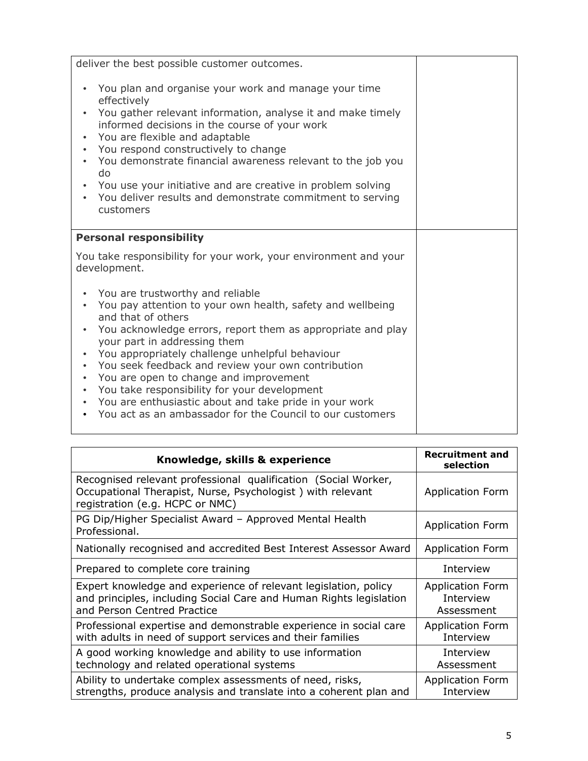| | |
|---|---|
| deliver the best possible customer outcomes.<br><br>• You plan and organise your work and manage your time effectively<br>• You gather relevant information, analyse it and make timely informed decisions in the course of your work<br>• You are flexible and adaptable<br>• You respond constructively to change<br>• You demonstrate financial awareness relevant to the job you do<br>• You use your initiative and are creative in problem solving<br>• You deliver results and demonstrate commitment to serving customers | |
| **Personal responsibility**<br><br>You take responsibility for your work, your environment and your development.<br><br>• You are trustworthy and reliable<br>• You pay attention to your own health, safety and wellbeing and that of others<br>• You acknowledge errors, report them as appropriate and play your part in addressing them<br>• You appropriately challenge unhelpful behaviour<br>• You seek feedback and review your own contribution<br>• You are open to change and improvement<br>• You take responsibility for your development<br>• You are enthusiastic about and take pride in your work<br>• You act as an ambassador for the Council to our customers | |

| Knowledge, skills & experience | Recruitment and selection |
|---|---|
| Recognised relevant professional qualification (Social Worker, Occupational Therapist, Nurse, Psychologist ) with relevant registration (e.g. HCPC or NMC) | Application Form |
| PG Dip/Higher Specialist Award – Approved Mental Health Professional. | Application Form |
| Nationally recognised and accredited Best Interest Assessor Award | Application Form |
| Prepared to complete core training | Interview |
| Expert knowledge and experience of relevant legislation, policy and principles, including Social Care and Human Rights legislation and Person Centred Practice | Application Form<br>Interview<br>Assessment |
| Professional expertise and demonstrable experience in social care with adults in need of support services and their families | Application Form<br>Interview |
| A good working knowledge and ability to use information technology and related operational systems | Interview<br>Assessment |
| Ability to undertake complex assessments of need, risks, strengths, produce analysis and translate into a coherent plan and | Application Form<br>Interview |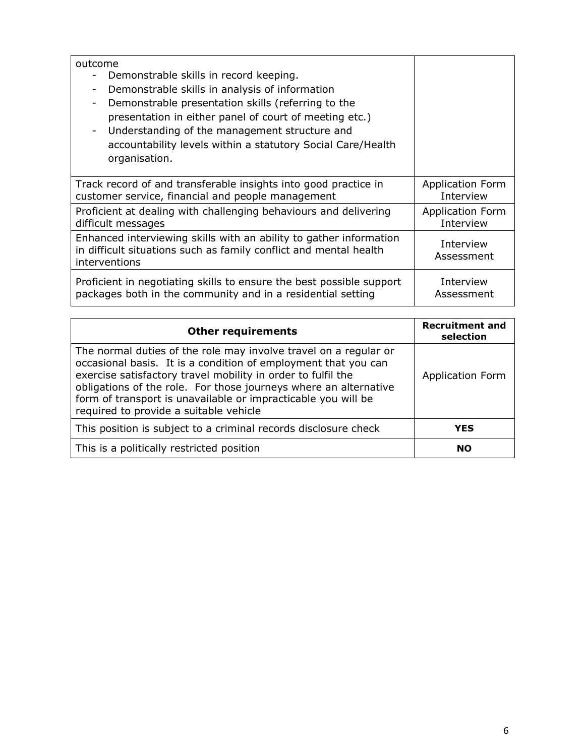| | |
|---|---|
| outcome<br>- Demonstrable skills in record keeping.<br>- Demonstrable skills in analysis of information<br>- Demonstrable presentation skills (referring to the presentation in either panel of court of meeting etc.)<br>- Understanding of the management structure and accountability levels within a statutory Social Care/Health organisation. | |
| Track record of and transferable insights into good practice in customer service, financial and people management | Application Form Interview |
| Proficient at dealing with challenging behaviours and delivering difficult messages | Application Form Interview |
| Enhanced interviewing skills with an ability to gather information in difficult situations such as family conflict and mental health interventions | Interview Assessment |
| Proficient in negotiating skills to ensure the best possible support packages both in the community and in a residential setting | Interview Assessment |

| Other requirements | Recruitment and selection |
|---|---|
| The normal duties of the role may involve travel on a regular or occasional basis. It is a condition of employment that you can exercise satisfactory travel mobility in order to fulfil the obligations of the role. For those journeys where an alternative form of transport is unavailable or impracticable you will be required to provide a suitable vehicle | Application Form |
| This position is subject to a criminal records disclosure check | **YES** |
| This is a politically restricted position | **NO** |